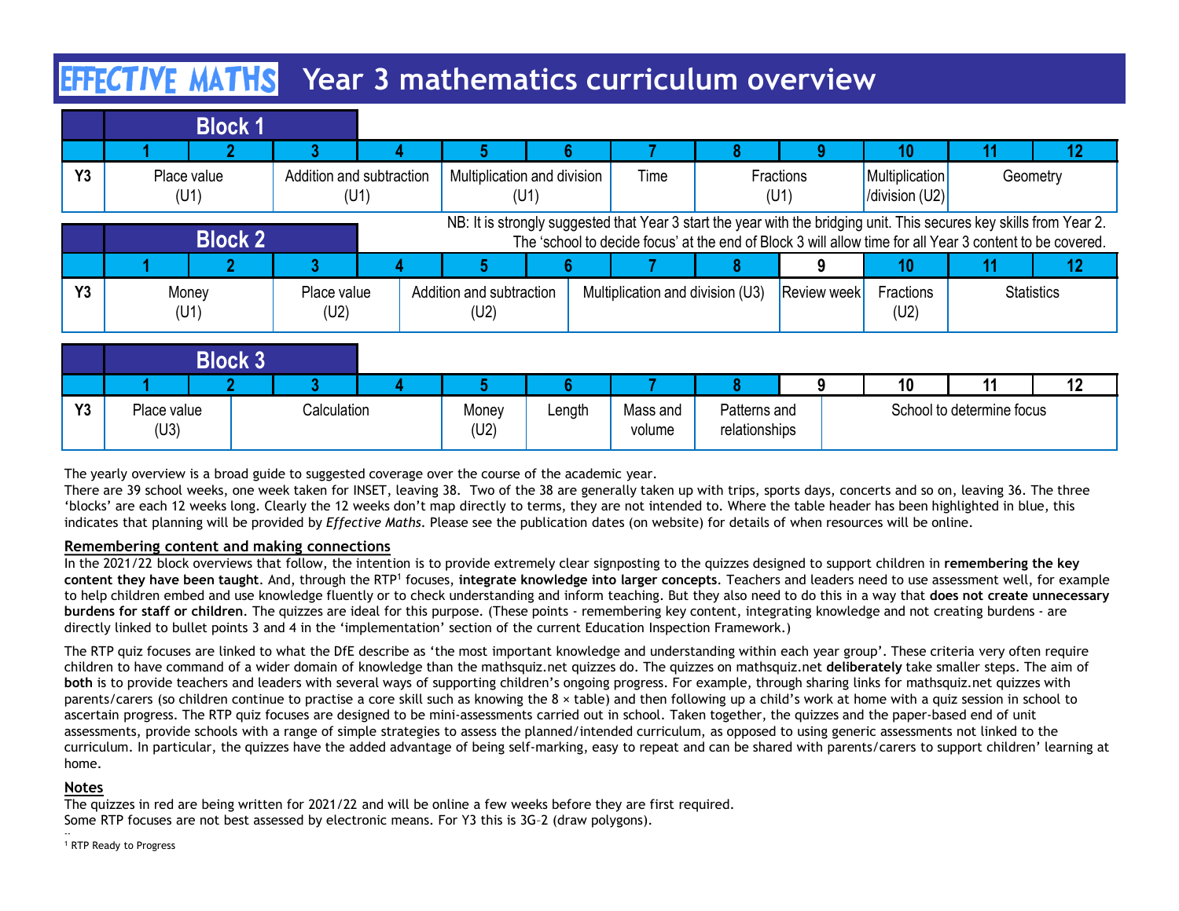# EFFECTIVE MATHS Year 3 mathematics curriculum overview

**Block 1**

| | 1 | 2 | 3 | 4 | 5 | 6 | 7 | 8 | 9 | 10 | 11 | 12 |
|---|---|---|---|---|---|---|---|---|---|---|---|---|
| Y3 | Place value (U1) | | Addition and subtraction (U1) | | Multiplication and division (U1) | | Time | Fractions (U1) | | Multiplication /division (U2) | Geometry | |

NB: It is strongly suggested that Year 3 start the year with the bridging unit. This secures key skills from Year 2. The 'school to decide focus' at the end of Block 3 will allow time for all Year 3 content to be covered.

**Block 2**

| | 1 | 2 | 3 | 4 | 5 | 6 | 7 | 8 | 9 | 10 | 11 | 12 |
|---|---|---|---|---|---|---|---|---|---|---|---|---|
| Y3 | Money (U1) | | Place value (U2) | Addition and subtraction (U2) | | Multiplication and division (U3) | | | Review week | Fractions (U2) | Statistics | |

**Block 3**

| | 1 | 2 | 3 | 4 | 5 | 6 | 7 | 8 | 9 | 10 | 11 | 12 |
|---|---|---|---|---|---|---|---|---|---|---|---|---|
| Y3 | Place value (U3) | Calculation | | | Money (U2) | Length | Mass and volume | Patterns and relationships | School to determine focus | | | |

The yearly overview is a broad guide to suggested coverage over the course of the academic year.

There are 39 school weeks, one week taken for INSET, leaving 38. Two of the 38 are generally taken up with trips, sports days, concerts and so on, leaving 36. The three 'blocks' are each 12 weeks long. Clearly the 12 weeks don't map directly to terms, they are not intended to. Where the table header has been highlighted in blue, this indicates that planning will be provided by *Effective Maths*. Please see the publication dates (on website) for details of when resources will be online.

## Remembering content and making connections

In the 2021/22 block overviews that follow, the intention is to provide extremely clear signposting to the quizzes designed to support children in **remembering the key content they have been taught**. And, through the RTP[1] focuses, **integrate knowledge into larger concepts**. Teachers and leaders need to use assessment well, for example to help children embed and use knowledge fluently or to check understanding and inform teaching. But they also need to do this in a way that **does not create unnecessary burdens for staff or children**. The quizzes are ideal for this purpose. (These points - remembering key content, integrating knowledge and not creating burdens - are directly linked to bullet points 3 and 4 in the 'implementation' section of the current Education Inspection Framework.)

The RTP quiz focuses are linked to what the DfE describe as 'the most important knowledge and understanding within each year group'. These criteria very often require children to have command of a wider domain of knowledge than the mathsquiz.net quizzes do. The quizzes on mathsquiz.net **deliberately** take smaller steps. The aim of **both** is to provide teachers and leaders with several ways of supporting children's ongoing progress. For example, through sharing links for mathsquiz.net quizzes with parents/carers (so children continue to practise a core skill such as knowing the 8 × table) and then following up a child's work at home with a quiz session in school to ascertain progress. The RTP quiz focuses are designed to be mini-assessments carried out in school. Taken together, the quizzes and the paper-based end of unit assessments, provide schools with a range of simple strategies to assess the planned/intended curriculum, as opposed to using generic assessments not linked to the curriculum. In particular, the quizzes have the added advantage of being self-marking, easy to repeat and can be shared with parents/carers to support children' learning at home.

## Notes

The quizzes in red are being written for 2021/22 and will be online a few weeks before they are first required.

Some RTP focuses are not best assessed by electronic means. For Y3 this is 3G–2 (draw polygons).

[1] RTP Ready to Progress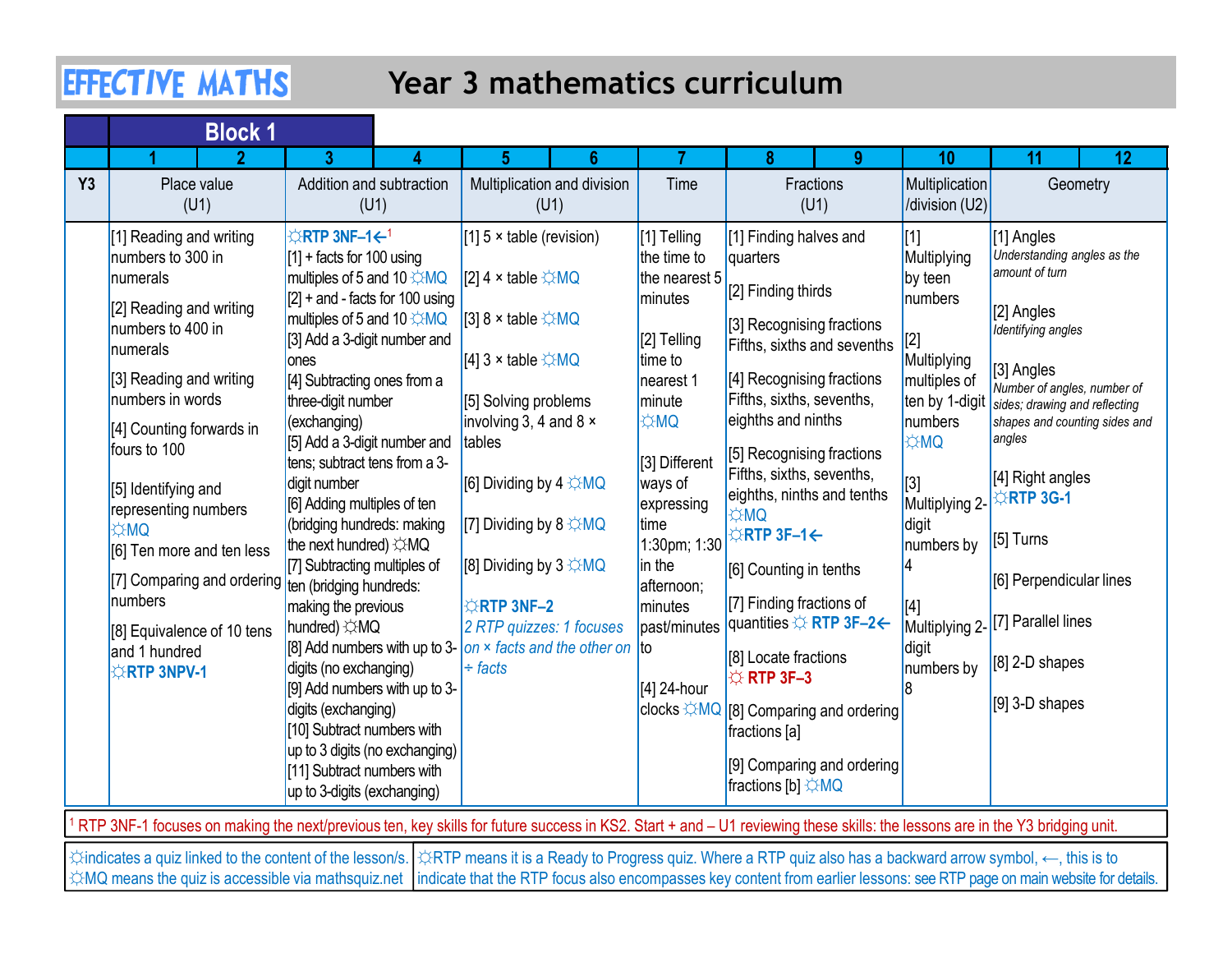# EFFECTIVE MATHS — Year 3 mathematics curriculum

| | Block 1 | | | | | | | | | | | |
|---|---|---|---|---|---|---|---|---|---|---|---|---|
| | 1 | 2 | 3 | 4 | 5 | 6 | 7 | 8 | 9 | 10 | 11 | 12 |
| Y3 | Place value (U1) | | Addition and subtraction (U1) | | Multiplication and division (U1) | | Time | Fractions (U1) | | Multiplication /division (U2) | Geometry | |
| | [1] Reading and writing numbers to 300 in numerals<br>[2] Reading and writing numbers to 400 in numerals<br>[3] Reading and writing numbers in words<br>[4] Counting forwards in fours to 100<br>[5] Identifying and representing numbers ☼MQ<br>[6] Ten more and ten less<br>[7] Comparing and ordering numbers<br>[8] Equivalence of 10 tens and 1 hundred<br>☼**RTP 3NPV-1** | | ☼**RTP 3NF–1←**[1]<br>[1] + facts for 100 using multiples of 5 and 10 ☼MQ<br>[2] + and - facts for 100 using multiples of 5 and 10 ☼MQ<br>[3] Add a 3-digit number and ones<br>[4] Subtracting ones from a three-digit number (exchanging)<br>[5] Add a 3-digit number and tens; subtract tens from a 3-digit number<br>[6] Adding multiples of ten (bridging hundreds: making the next hundred) ☼MQ<br>[7] Subtracting multiples of ten (bridging hundreds: making the previous hundred) ☼MQ<br>[8] Add numbers with up to 3-digits (no exchanging)<br>[9] Add numbers with up to 3-digits (exchanging)<br>[10] Subtract numbers with up to 3 digits (no exchanging)<br>[11] Subtract numbers with up to 3-digits (exchanging) | | [1] 5 × table (revision)<br>[2] 4 × table ☼MQ<br>[3] 8 × table ☼MQ<br>[4] 3 × table ☼MQ<br>[5] Solving problems involving 3, 4 and 8 × tables<br>[6] Dividing by 4 ☼MQ<br>[7] Dividing by 8 ☼MQ<br>[8] Dividing by 3 ☼MQ<br>☼**RTP 3NF–2**<br>*2 RTP quizzes: 1 focuses on × facts and the other on ÷ facts* | | [1] Telling the time to the nearest 5 minutes<br>[2] Telling time to nearest 1 minute ☼MQ<br>[3] Different ways of expressing time 1:30pm; 1:30 in the afternoon; minutes past/minutes to<br>[4] 24-hour clocks ☼MQ | [1] Finding halves and quarters<br>[2] Finding thirds<br>[3] Recognising fractions Fifths, sixths and sevenths<br>[4] Recognising fractions Fifths, sixths, sevenths, eighths and ninths<br>[5] Recognising fractions Fifths, sixths, sevenths, eighths, ninths and tenths ☼MQ<br>☼**RTP 3F–1←**<br>[6] Counting in tenths<br>[7] Finding fractions of quantities ☼ **RTP 3F–2←**<br>[8] Locate fractions<br>☼ **RTP 3F–3**<br>[8] Comparing and ordering fractions [a]<br>[9] Comparing and ordering fractions [b] ☼MQ | | [1] Multiplying by teen numbers<br>[2] Multiplying multiples of ten by 1-digit numbers ☼MQ<br>[3] Multiplying 2-digit numbers by 4<br>[4] Multiplying 2-digit numbers by 8 | [1] Angles *Understanding angles as the amount of turn*<br>[2] Angles *Identifying angles*<br>[3] Angles *Number of angles, number of sides; drawing and reflecting shapes and counting sides and angles*<br>[4] Right angles ☼**RTP 3G-1**<br>[5] Turns<br>[6] Perpendicular lines<br>[7] Parallel lines<br>[8] 2-D shapes<br>[9] 3-D shapes | |

[1] RTP 3NF-1 focuses on making the next/previous ten, key skills for future success in KS2. Start + and – U1 reviewing these skills: the lessons are in the Y3 bridging unit.

☼indicates a quiz linked to the content of the lesson/s. ☼MQ means the quiz is accessible via mathsquiz.net

☼RTP means it is a Ready to Progress quiz. Where a RTP quiz also has a backward arrow symbol, ←, this is to indicate that the RTP focus also encompasses key content from earlier lessons: see RTP page on main website for details.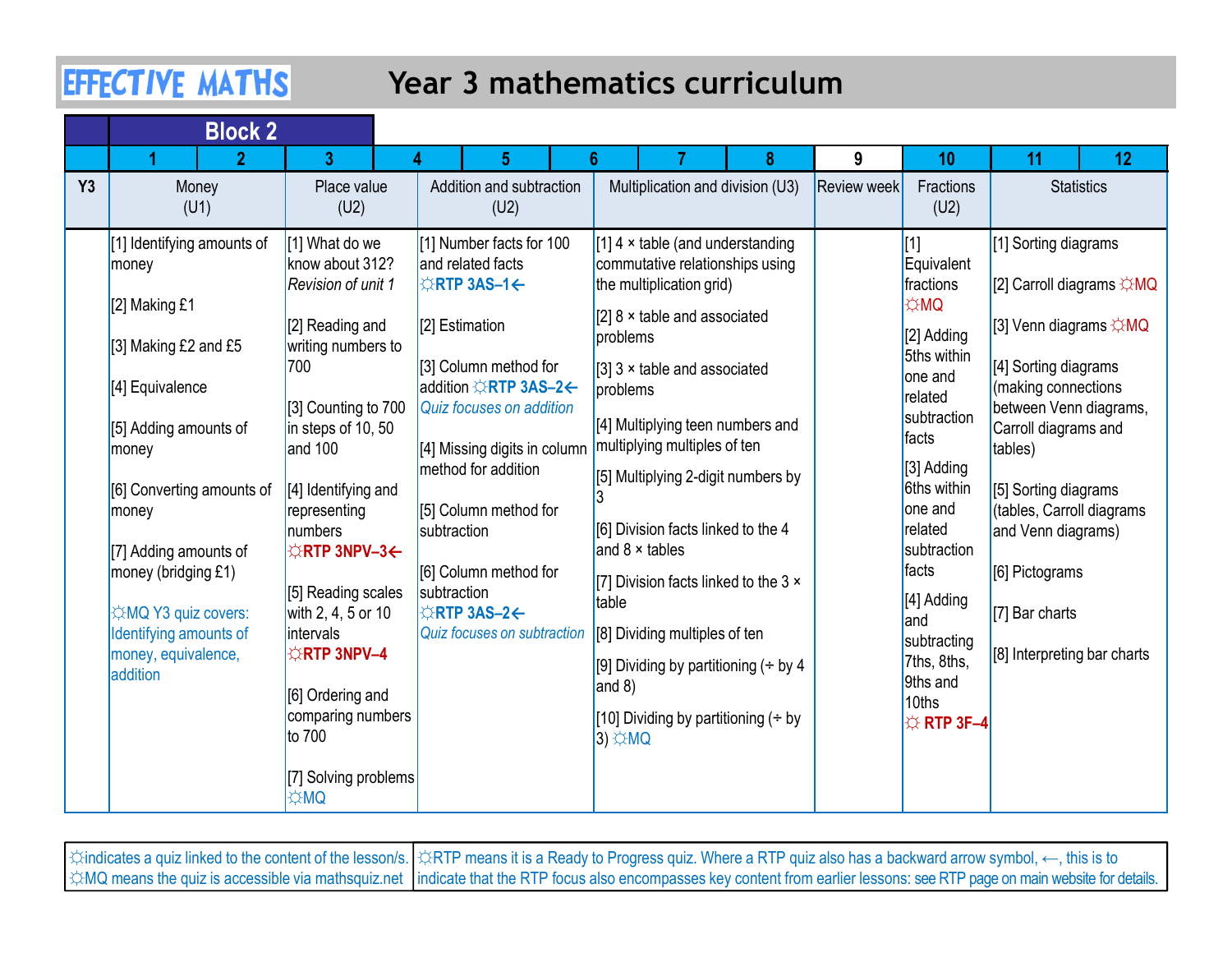# EFFECTIVE MATHS Year 3 mathematics curriculum

| | Block 2 | | | | | | | | | | | |
|---|---|---|---|---|---|---|---|---|---|---|---|---|
| | 1 | 2 | 3 | 4 | 5 | 6 | 7 | 8 | 9 | 10 | 11 | 12 |
| **Y3** | Money (U1) | | Place value (U2) | Addition and subtraction (U2) | | Multiplication and division (U3) | | | Review week | Fractions (U2) | Statistics | |
| | [1] Identifying amounts of money<br><br>[2] Making £1<br><br>[3] Making £2 and £5<br><br>[4] Equivalence<br><br>[5] Adding amounts of money<br><br>[6] Converting amounts of money<br><br>[7] Adding amounts of money (bridging £1)<br><br>☼MQ Y3 quiz covers: Identifying amounts of money, equivalence, addition | | [1] What do we know about 312? *Revision of unit 1*<br><br>[2] Reading and writing numbers to 700<br><br>[3] Counting to 700 in steps of 10, 50 and 100<br><br>[4] Identifying and representing numbers **☼RTP 3NPV–3←**<br><br>[5] Reading scales with 2, 4, 5 or 10 intervals **☼RTP 3NPV–4**<br><br>[6] Ordering and comparing numbers to 700<br><br>[7] Solving problems ☼MQ | [1] Number facts for 100 and related facts **☼RTP 3AS–1←**<br><br>[2] Estimation<br><br>[3] Column method for addition **☼RTP 3AS–2←** *Quiz focuses on addition*<br><br>[4] Missing digits in column method for addition<br><br>[5] Column method for subtraction<br><br>[6] Column method for subtraction **☼RTP 3AS–2←** *Quiz focuses on subtraction* | | [1] 4 × table (and understanding commutative relationships using the multiplication grid)<br><br>[2] 8 × table and associated problems<br><br>[3] 3 × table and associated problems<br><br>[4] Multiplying teen numbers and multiplying multiples of ten<br><br>[5] Multiplying 2-digit numbers by 3<br><br>[6] Division facts linked to the 4 and 8 × tables<br><br>[7] Division facts linked to the 3 × table<br><br>[8] Dividing multiples of ten<br><br>[9] Dividing by partitioning (÷ by 4 and 8)<br><br>[10] Dividing by partitioning (÷ by 3) ☼MQ | | | | [1] Equivalent fractions ☼MQ<br><br>[2] Adding 5ths within one and related subtraction facts<br><br>[3] Adding 6ths within one and related subtraction facts<br><br>[4] Adding and subtracting 7ths, 8ths, 9ths and 10ths **☼ RTP 3F–4** | [1] Sorting diagrams<br><br>[2] Carroll diagrams ☼MQ<br><br>[3] Venn diagrams ☼MQ<br><br>[4] Sorting diagrams (making connections between Venn diagrams, Carroll diagrams and tables)<br><br>[5] Sorting diagrams (tables, Carroll diagrams and Venn diagrams)<br><br>[6] Pictograms<br><br>[7] Bar charts<br><br>[8] Interpreting bar charts | |

| | |
|---|---|
| ☼indicates a quiz linked to the content of the lesson/s. ☼MQ means the quiz is accessible via mathsquiz.net | ☼RTP means it is a Ready to Progress quiz. Where a RTP quiz also has a backward arrow symbol, ←, this is to indicate that the RTP focus also encompasses key content from earlier lessons: see RTP page on main website for details. |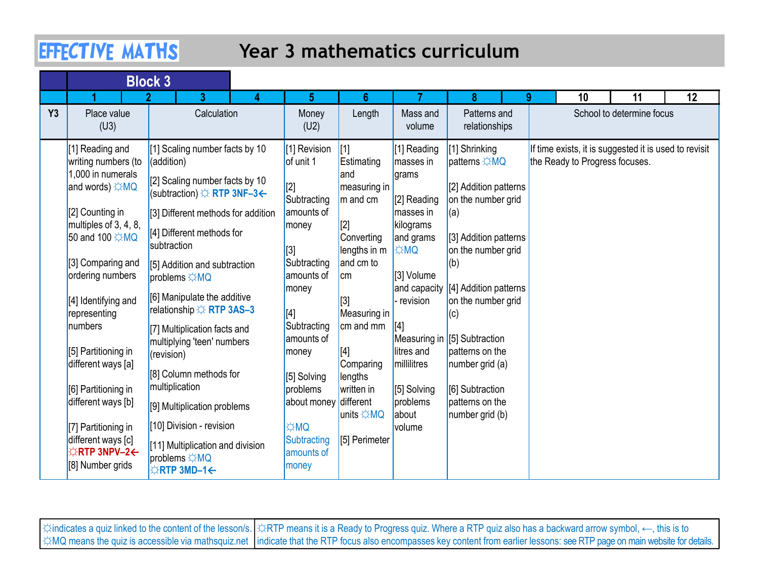# EFFECTIVE MATHS Year 3 mathematics curriculum

| | Block 3 | | | | | | | | | | | |
|---|---|---|---|---|---|---|---|---|---|---|---|---|
| | 1 | 2 | 3 | 4 | 5 | 6 | 7 | 8 | 9 | 10 | 11 | 12 |
| Y3 | Place value (U3) | Calculation | | | Money (U2) | Length | Mass and volume | Patterns and relationships | | School to determine focus | | |
| | [1] Reading and writing numbers (to 1,000 in numerals and words) ☼MQ<br><br>[2] Counting in multiples of 3, 4, 8, 50 and 100 ☼MQ<br><br>[3] Comparing and ordering numbers<br><br>[4] Identifying and representing numbers<br><br>[5] Partitioning in different ways [a]<br><br>[6] Partitioning in different ways [b]<br><br>[7] Partitioning in different ways [c] ☼RTP 3NPV–2←<br>[8] Number grids | [1] Scaling number facts by 10 (addition)<br><br>[2] Scaling number facts by 10 (subtraction) ☼ RTP 3NF–3←<br><br>[3] Different methods for addition<br><br>[4] Different methods for subtraction<br><br>[5] Addition and subtraction problems ☼MQ<br><br>[6] Manipulate the additive relationship ☼ RTP 3AS–3<br><br>[7] Multiplication facts and multiplying 'teen' numbers (revision)<br><br>[8] Column methods for multiplication<br><br>[9] Multiplication problems<br><br>[10] Division - revision<br><br>[11] Multiplication and division problems ☼MQ<br>☼RTP 3MD–1← | | | [1] Revision of unit 1<br><br>[2] Subtracting amounts of money<br><br>[3] Subtracting amounts of money<br><br>[4] Subtracting amounts of money<br><br>[5] Solving problems about money<br><br>☼MQ Subtracting amounts of money | [1] Estimating and measuring in m and cm<br><br>[2] Converting lengths in m and cm to cm<br><br>[3] Measuring in cm and mm<br><br>[4] Comparing lengths written in different units ☼MQ<br><br>[5] Perimeter | [1] Reading masses in grams<br><br>[2] Reading masses in kilograms and grams ☼MQ<br><br>[3] Volume and capacity - revision<br><br>[4] Measuring in litres and millilitres<br><br>[5] Solving problems about volume | [1] Shrinking patterns ☼MQ<br><br>[2] Addition patterns on the number grid (a)<br><br>[3] Addition patterns on the number grid (b)<br><br>[4] Addition patterns on the number grid (c)<br><br>[5] Subtraction patterns on the number grid (a)<br><br>[6] Subtraction patterns on the number grid (b) | | If time exists, it is suggested it is used to revisit the Ready to Progress focuses. | | |

☼indicates a quiz linked to the content of the lesson/s. ☼MQ means the quiz is accessible via mathsquiz.net

☼RTP means it is a Ready to Progress quiz. Where a RTP quiz also has a backward arrow symbol, ←, this is to indicate that the RTP focus also encompasses key content from earlier lessons: see RTP page on main website for details.